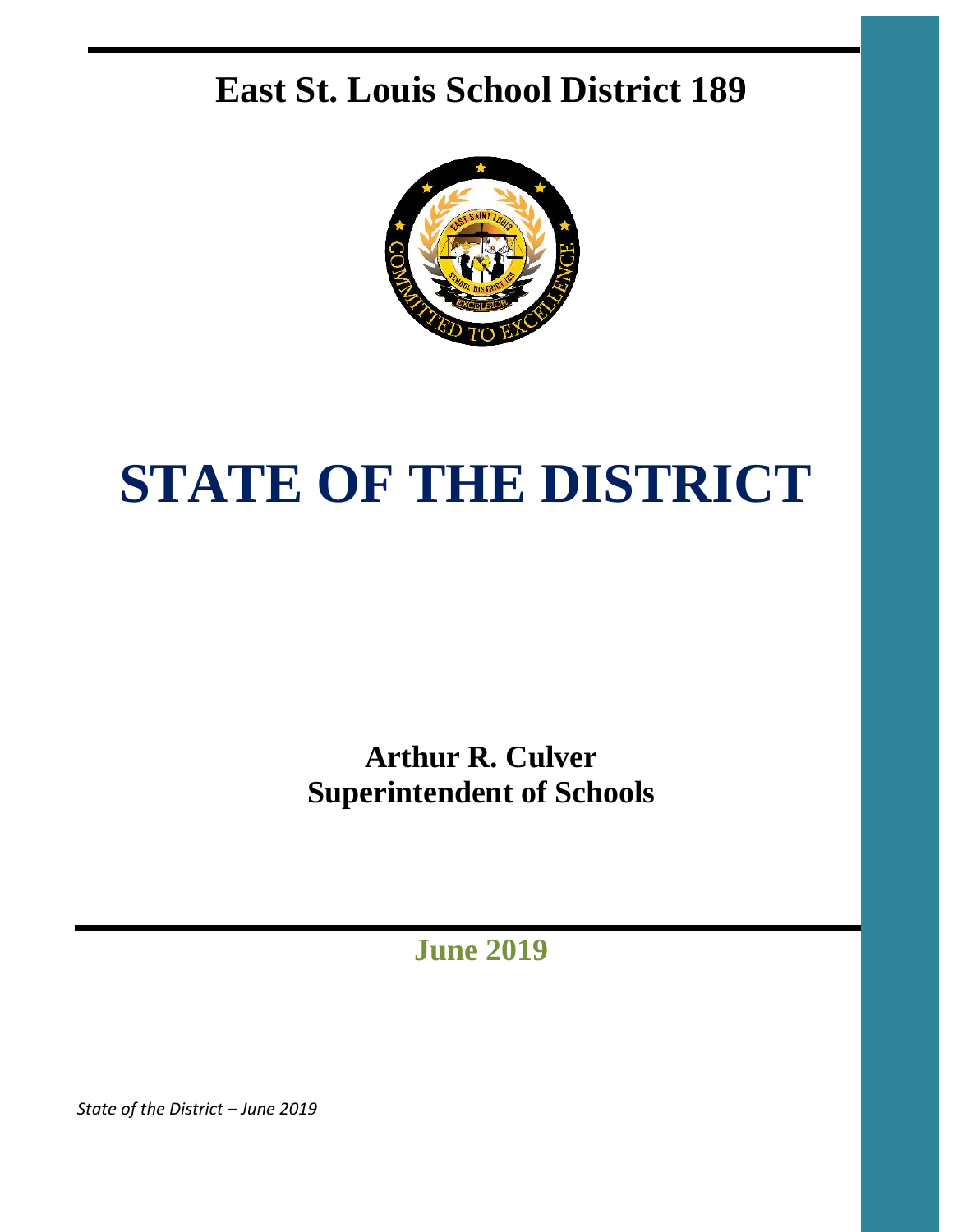# East St. Louis School District 189

# STATE OF THE DISTRICT

**Arthur R. Culver**
**Superintendent of Schools**

**June 2019**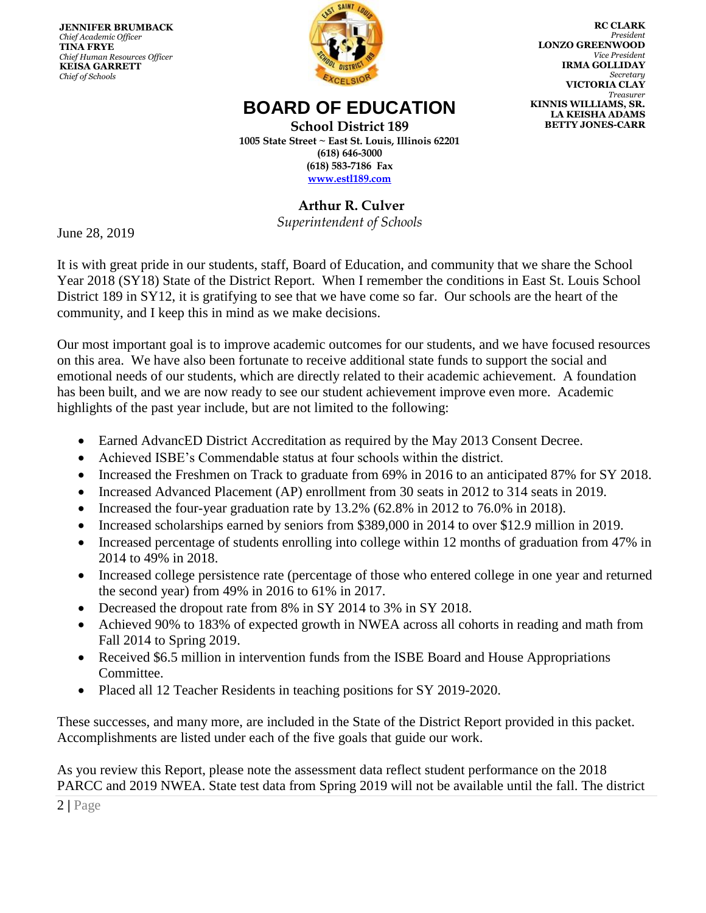**JENNIFER BRUMBACK**
*Chief Academic Officer*
**TINA FRYE**
*Chief Human Resources Officer*
**KEISA GARRETT**
*Chief of Schools*

**RC CLARK**
*President*
**LONZO GREENWOOD**
*Vice President*
**IRMA GOLLIDAY**
*Secretary*
**VICTORIA CLAY**
*Treasurer*
**KINNIS WILLIAMS, SR.**
**LA KEISHA ADAMS**
**BETTY JONES-CARR**

# BOARD OF EDUCATION

**School District 189**
**1005 State Street ~ East St. Louis, Illinois 62201**
**(618) 646-3000**
**(618) 583-7186 Fax**
**www.estl189.com**

**Arthur R. Culver**
*Superintendent of Schools*

June 28, 2019

It is with great pride in our students, staff, Board of Education, and community that we share the School Year 2018 (SY18) State of the District Report. When I remember the conditions in East St. Louis School District 189 in SY12, it is gratifying to see that we have come so far. Our schools are the heart of the community, and I keep this in mind as we make decisions.

Our most important goal is to improve academic outcomes for our students, and we have focused resources on this area. We have also been fortunate to receive additional state funds to support the social and emotional needs of our students, which are directly related to their academic achievement. A foundation has been built, and we are now ready to see our student achievement improve even more. Academic highlights of the past year include, but are not limited to the following:

- Earned AdvancED District Accreditation as required by the May 2013 Consent Decree.
- Achieved ISBE's Commendable status at four schools within the district.
- Increased the Freshmen on Track to graduate from 69% in 2016 to an anticipated 87% for SY 2018.
- Increased Advanced Placement (AP) enrollment from 30 seats in 2012 to 314 seats in 2019.
- Increased the four-year graduation rate by 13.2% (62.8% in 2012 to 76.0% in 2018).
- Increased scholarships earned by seniors from $389,000 in 2014 to over $12.9 million in 2019.
- Increased percentage of students enrolling into college within 12 months of graduation from 47% in 2014 to 49% in 2018.
- Increased college persistence rate (percentage of those who entered college in one year and returned the second year) from 49% in 2016 to 61% in 2017.
- Decreased the dropout rate from 8% in SY 2014 to 3% in SY 2018.
- Achieved 90% to 183% of expected growth in NWEA across all cohorts in reading and math from Fall 2014 to Spring 2019.
- Received $6.5 million in intervention funds from the ISBE Board and House Appropriations Committee.
- Placed all 12 Teacher Residents in teaching positions for SY 2019-2020.

These successes, and many more, are included in the State of the District Report provided in this packet. Accomplishments are listed under each of the five goals that guide our work.

As you review this Report, please note the assessment data reflect student performance on the 2018 PARCC and 2019 NWEA. State test data from Spring 2019 will not be available until the fall. The district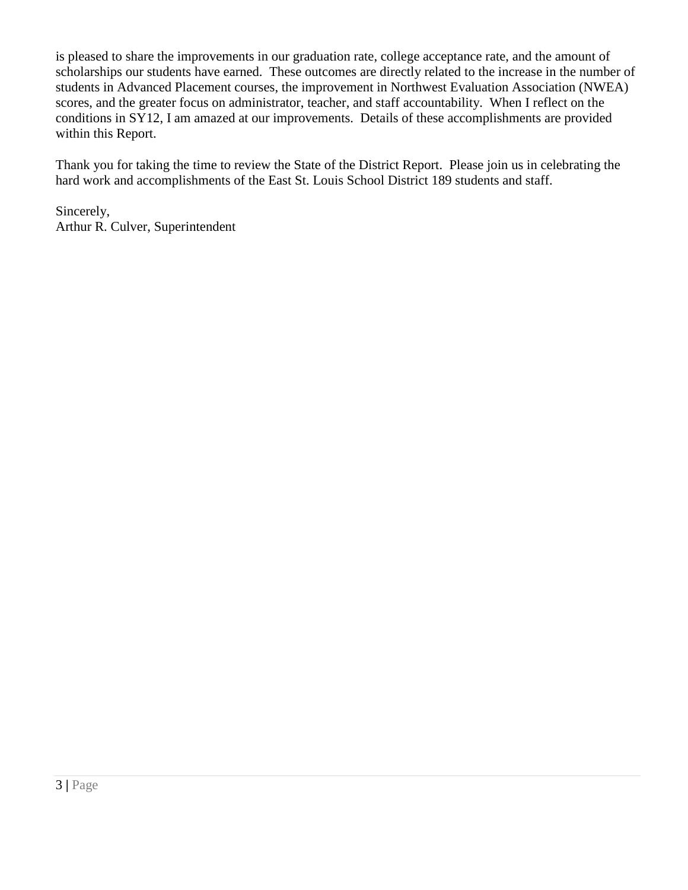is pleased to share the improvements in our graduation rate, college acceptance rate, and the amount of scholarships our students have earned.  These outcomes are directly related to the increase in the number of students in Advanced Placement courses, the improvement in Northwest Evaluation Association (NWEA) scores, and the greater focus on administrator, teacher, and staff accountability.  When I reflect on the conditions in SY12, I am amazed at our improvements.  Details of these accomplishments are provided within this Report.

Thank you for taking the time to review the State of the District Report.  Please join us in celebrating the hard work and accomplishments of the East St. Louis School District 189 students and staff.

Sincerely,  
Arthur R. Culver, Superintendent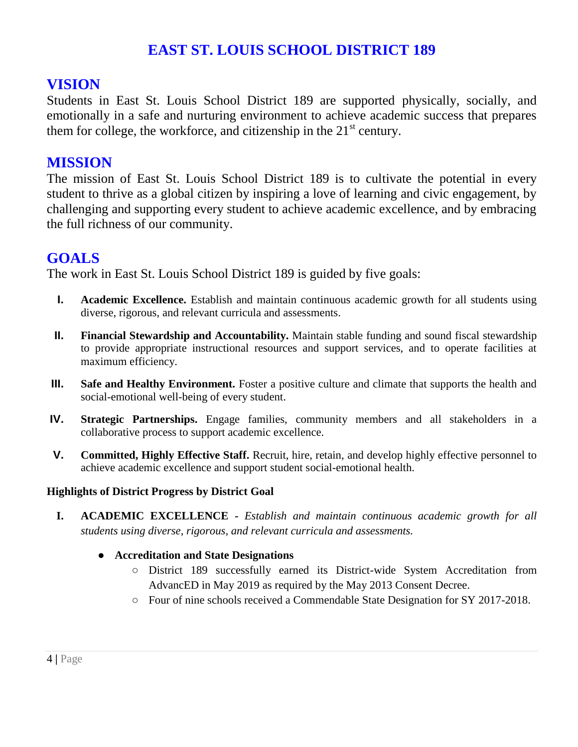# EAST ST. LOUIS SCHOOL DISTRICT 189

## VISION

Students in East St. Louis School District 189 are supported physically, socially, and emotionally in a safe and nurturing environment to achieve academic success that prepares them for college, the workforce, and citizenship in the 21st century.

## MISSION

The mission of East St. Louis School District 189 is to cultivate the potential in every student to thrive as a global citizen by inspiring a love of learning and civic engagement, by challenging and supporting every student to achieve academic excellence, and by embracing the full richness of our community.

## GOALS

The work in East St. Louis School District 189 is guided by five goals:

I. **Academic Excellence.** Establish and maintain continuous academic growth for all students using diverse, rigorous, and relevant curricula and assessments.

II. **Financial Stewardship and Accountability.** Maintain stable funding and sound fiscal stewardship to provide appropriate instructional resources and support services, and to operate facilities at maximum efficiency.

III. **Safe and Healthy Environment.** Foster a positive culture and climate that supports the health and social-emotional well-being of every student.

IV. **Strategic Partnerships.** Engage families, community members and all stakeholders in a collaborative process to support academic excellence.

V. **Committed, Highly Effective Staff.** Recruit, hire, retain, and develop highly effective personnel to achieve academic excellence and support student social-emotional health.

**Highlights of District Progress by District Goal**

I. **ACADEMIC EXCELLENCE** - *Establish and maintain continuous academic growth for all students using diverse, rigorous, and relevant curricula and assessments.*

- **Accreditation and State Designations**
  - District 189 successfully earned its District-wide System Accreditation from AdvancED in May 2019 as required by the May 2013 Consent Decree.
  - Four of nine schools received a Commendable State Designation for SY 2017-2018.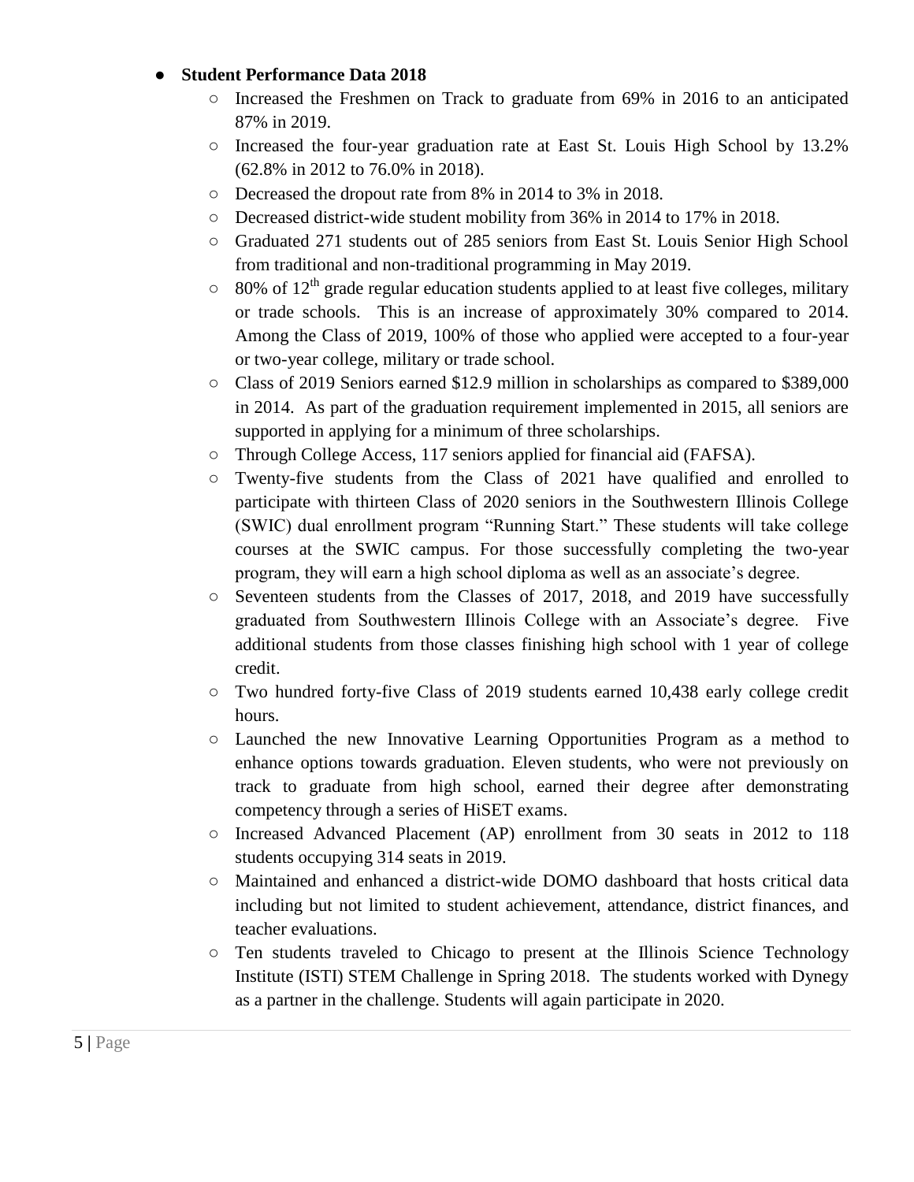- **Student Performance Data 2018**
  - Increased the Freshmen on Track to graduate from 69% in 2016 to an anticipated 87% in 2019.
  - Increased the four-year graduation rate at East St. Louis High School by 13.2% (62.8% in 2012 to 76.0% in 2018).
  - Decreased the dropout rate from 8% in 2014 to 3% in 2018.
  - Decreased district-wide student mobility from 36% in 2014 to 17% in 2018.
  - Graduated 271 students out of 285 seniors from East St. Louis Senior High School from traditional and non-traditional programming in May 2019.
  - 80% of 12th grade regular education students applied to at least five colleges, military or trade schools. This is an increase of approximately 30% compared to 2014. Among the Class of 2019, 100% of those who applied were accepted to a four-year or two-year college, military or trade school.
  - Class of 2019 Seniors earned $12.9 million in scholarships as compared to $389,000 in 2014. As part of the graduation requirement implemented in 2015, all seniors are supported in applying for a minimum of three scholarships.
  - Through College Access, 117 seniors applied for financial aid (FAFSA).
  - Twenty-five students from the Class of 2021 have qualified and enrolled to participate with thirteen Class of 2020 seniors in the Southwestern Illinois College (SWIC) dual enrollment program "Running Start." These students will take college courses at the SWIC campus. For those successfully completing the two-year program, they will earn a high school diploma as well as an associate's degree.
  - Seventeen students from the Classes of 2017, 2018, and 2019 have successfully graduated from Southwestern Illinois College with an Associate's degree. Five additional students from those classes finishing high school with 1 year of college credit.
  - Two hundred forty-five Class of 2019 students earned 10,438 early college credit hours.
  - Launched the new Innovative Learning Opportunities Program as a method to enhance options towards graduation. Eleven students, who were not previously on track to graduate from high school, earned their degree after demonstrating competency through a series of HiSET exams.
  - Increased Advanced Placement (AP) enrollment from 30 seats in 2012 to 118 students occupying 314 seats in 2019.
  - Maintained and enhanced a district-wide DOMO dashboard that hosts critical data including but not limited to student achievement, attendance, district finances, and teacher evaluations.
  - Ten students traveled to Chicago to present at the Illinois Science Technology Institute (ISTI) STEM Challenge in Spring 2018. The students worked with Dynegy as a partner in the challenge. Students will again participate in 2020.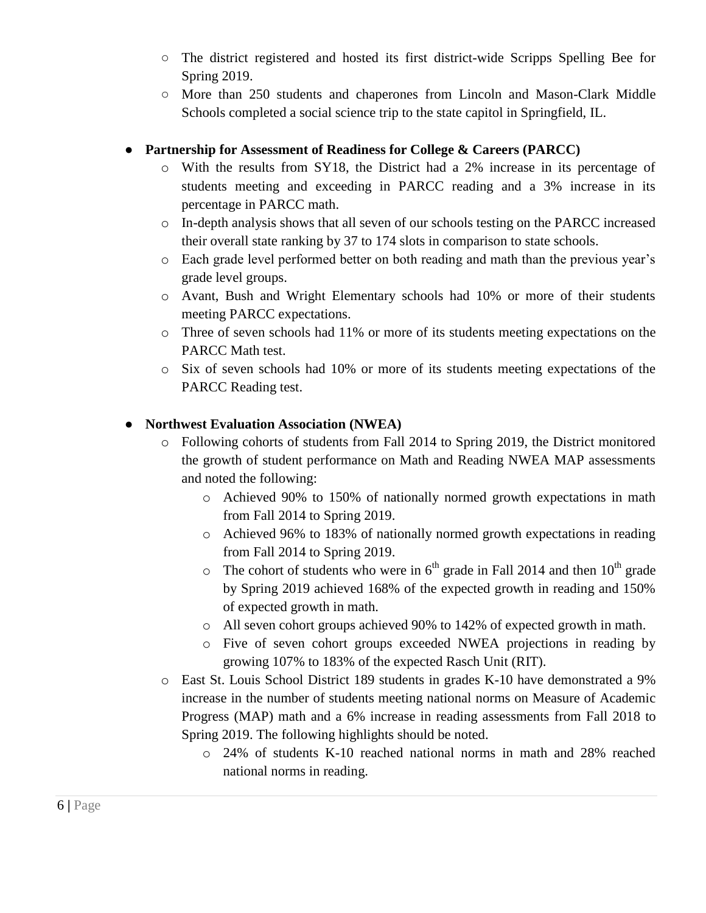- The district registered and hosted its first district-wide Scripps Spelling Bee for Spring 2019.
- More than 250 students and chaperones from Lincoln and Mason-Clark Middle Schools completed a social science trip to the state capitol in Springfield, IL.

- **Partnership for Assessment of Readiness for College & Careers (PARCC)**
  - With the results from SY18, the District had a 2% increase in its percentage of students meeting and exceeding in PARCC reading and a 3% increase in its percentage in PARCC math.
  - In-depth analysis shows that all seven of our schools testing on the PARCC increased their overall state ranking by 37 to 174 slots in comparison to state schools.
  - Each grade level performed better on both reading and math than the previous year's grade level groups.
  - Avant, Bush and Wright Elementary schools had 10% or more of their students meeting PARCC expectations.
  - Three of seven schools had 11% or more of its students meeting expectations on the PARCC Math test.
  - Six of seven schools had 10% or more of its students meeting expectations of the PARCC Reading test.

- **Northwest Evaluation Association (NWEA)**
  - Following cohorts of students from Fall 2014 to Spring 2019, the District monitored the growth of student performance on Math and Reading NWEA MAP assessments and noted the following:
    - Achieved 90% to 150% of nationally normed growth expectations in math from Fall 2014 to Spring 2019.
    - Achieved 96% to 183% of nationally normed growth expectations in reading from Fall 2014 to Spring 2019.
    - The cohort of students who were in 6th grade in Fall 2014 and then 10th grade by Spring 2019 achieved 168% of the expected growth in reading and 150% of expected growth in math.
    - All seven cohort groups achieved 90% to 142% of expected growth in math.
    - Five of seven cohort groups exceeded NWEA projections in reading by growing 107% to 183% of the expected Rasch Unit (RIT).
  - East St. Louis School District 189 students in grades K-10 have demonstrated a 9% increase in the number of students meeting national norms on Measure of Academic Progress (MAP) math and a 6% increase in reading assessments from Fall 2018 to Spring 2019. The following highlights should be noted.
    - 24% of students K-10 reached national norms in math and 28% reached national norms in reading.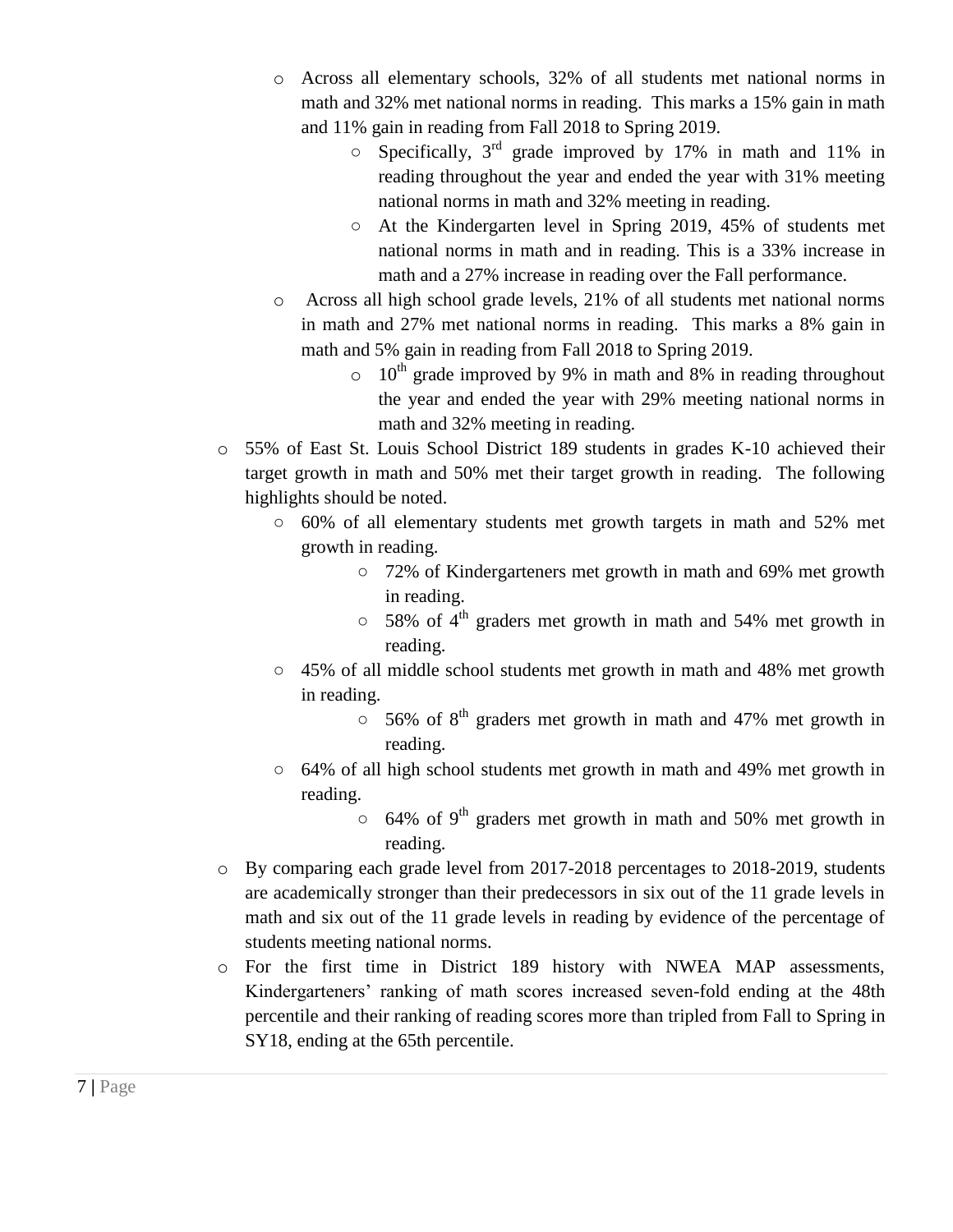- Across all elementary schools, 32% of all students met national norms in math and 32% met national norms in reading. This marks a 15% gain in math and 11% gain in reading from Fall 2018 to Spring 2019.
    - Specifically, 3rd grade improved by 17% in math and 11% in reading throughout the year and ended the year with 31% meeting national norms in math and 32% meeting in reading.
    - At the Kindergarten level in Spring 2019, 45% of students met national norms in math and in reading. This is a 33% increase in math and a 27% increase in reading over the Fall performance.
  - Across all high school grade levels, 21% of all students met national norms in math and 27% met national norms in reading. This marks a 8% gain in math and 5% gain in reading from Fall 2018 to Spring 2019.
    - 10th grade improved by 9% in math and 8% in reading throughout the year and ended the year with 29% meeting national norms in math and 32% meeting in reading.
- 55% of East St. Louis School District 189 students in grades K-10 achieved their target growth in math and 50% met their target growth in reading. The following highlights should be noted.
  - 60% of all elementary students met growth targets in math and 52% met growth in reading.
    - 72% of Kindergarteners met growth in math and 69% met growth in reading.
    - 58% of 4th graders met growth in math and 54% met growth in reading.
  - 45% of all middle school students met growth in math and 48% met growth in reading.
    - 56% of 8th graders met growth in math and 47% met growth in reading.
  - 64% of all high school students met growth in math and 49% met growth in reading.
    - 64% of 9th graders met growth in math and 50% met growth in reading.
- By comparing each grade level from 2017-2018 percentages to 2018-2019, students are academically stronger than their predecessors in six out of the 11 grade levels in math and six out of the 11 grade levels in reading by evidence of the percentage of students meeting national norms.
- For the first time in District 189 history with NWEA MAP assessments, Kindergarteners' ranking of math scores increased seven-fold ending at the 48th percentile and their ranking of reading scores more than tripled from Fall to Spring in SY18, ending at the 65th percentile.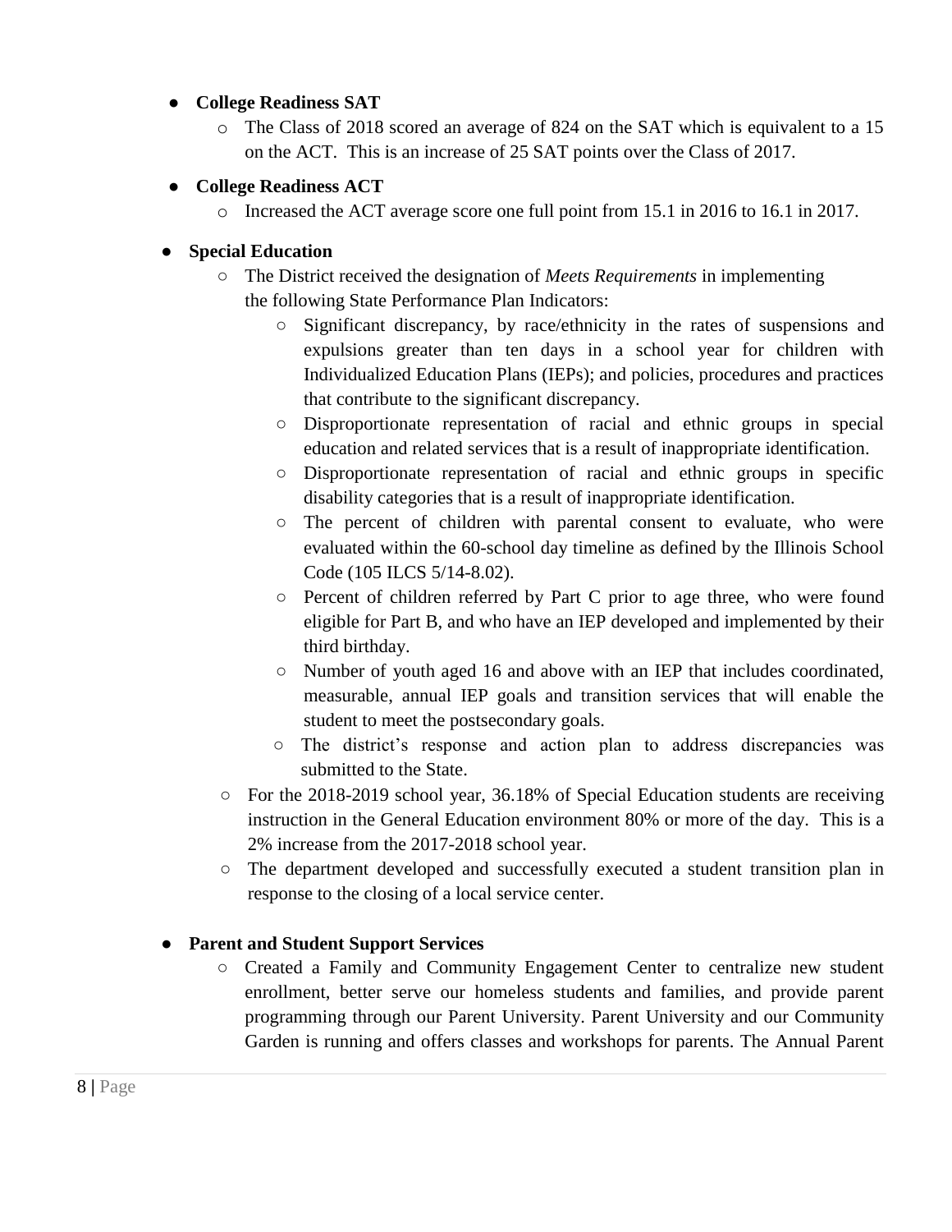- **College Readiness SAT**
  - The Class of 2018 scored an average of 824 on the SAT which is equivalent to a 15 on the ACT. This is an increase of 25 SAT points over the Class of 2017.
- **College Readiness ACT**
  - Increased the ACT average score one full point from 15.1 in 2016 to 16.1 in 2017.
- **Special Education**
  - The District received the designation of *Meets Requirements* in implementing the following State Performance Plan Indicators:
    - Significant discrepancy, by race/ethnicity in the rates of suspensions and expulsions greater than ten days in a school year for children with Individualized Education Plans (IEPs); and policies, procedures and practices that contribute to the significant discrepancy.
    - Disproportionate representation of racial and ethnic groups in special education and related services that is a result of inappropriate identification.
    - Disproportionate representation of racial and ethnic groups in specific disability categories that is a result of inappropriate identification.
    - The percent of children with parental consent to evaluate, who were evaluated within the 60-school day timeline as defined by the Illinois School Code (105 ILCS 5/14-8.02).
    - Percent of children referred by Part C prior to age three, who were found eligible for Part B, and who have an IEP developed and implemented by their third birthday.
    - Number of youth aged 16 and above with an IEP that includes coordinated, measurable, annual IEP goals and transition services that will enable the student to meet the postsecondary goals.
    - The district's response and action plan to address discrepancies was submitted to the State.
  - For the 2018-2019 school year, 36.18% of Special Education students are receiving instruction in the General Education environment 80% or more of the day. This is a 2% increase from the 2017-2018 school year.
  - The department developed and successfully executed a student transition plan in response to the closing of a local service center.
- **Parent and Student Support Services**
  - Created a Family and Community Engagement Center to centralize new student enrollment, better serve our homeless students and families, and provide parent programming through our Parent University. Parent University and our Community Garden is running and offers classes and workshops for parents. The Annual Parent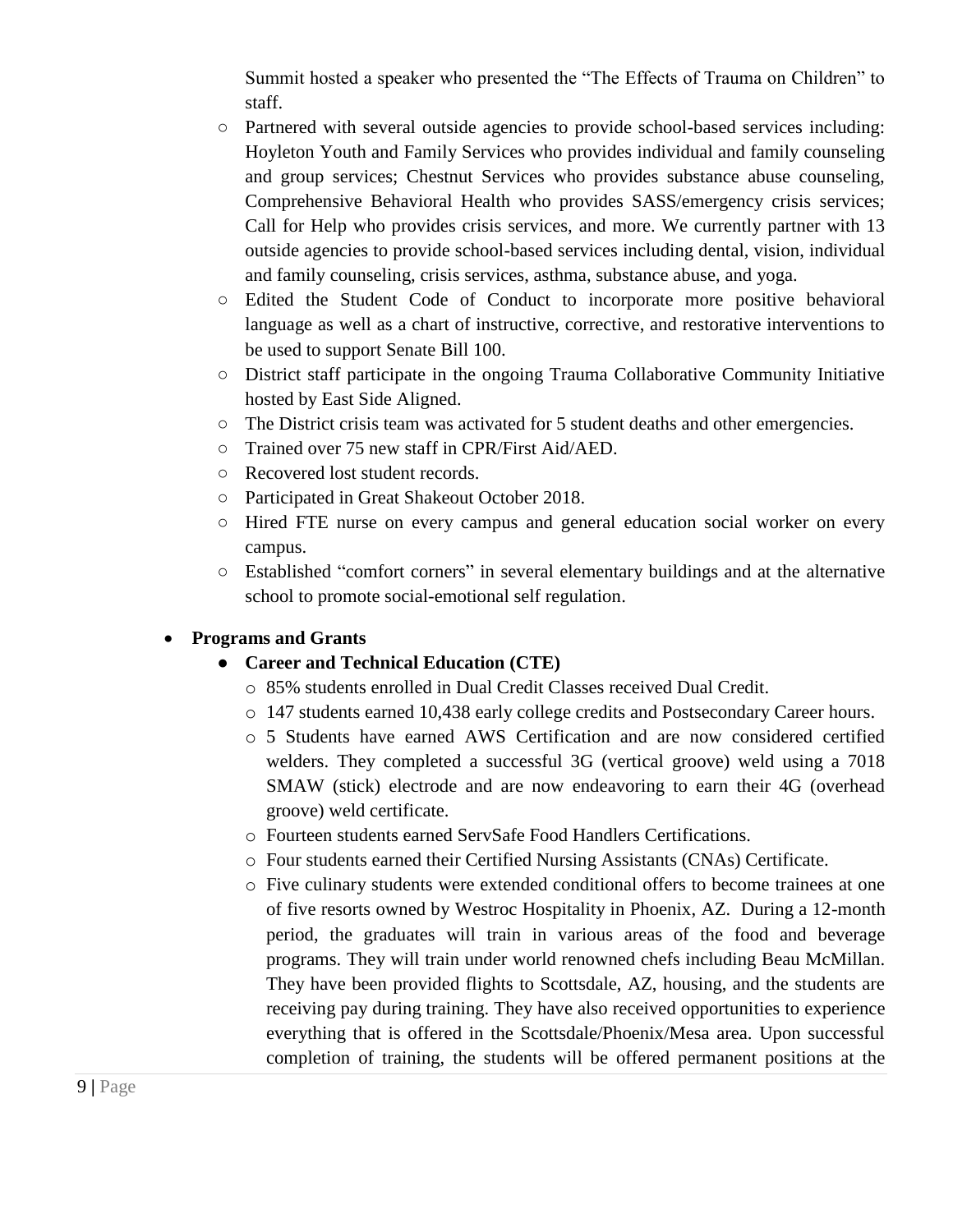Summit hosted a speaker who presented the "The Effects of Trauma on Children" to staff.

- Partnered with several outside agencies to provide school-based services including: Hoyleton Youth and Family Services who provides individual and family counseling and group services; Chestnut Services who provides substance abuse counseling, Comprehensive Behavioral Health who provides SASS/emergency crisis services; Call for Help who provides crisis services, and more. We currently partner with 13 outside agencies to provide school-based services including dental, vision, individual and family counseling, crisis services, asthma, substance abuse, and yoga.
- Edited the Student Code of Conduct to incorporate more positive behavioral language as well as a chart of instructive, corrective, and restorative interventions to be used to support Senate Bill 100.
- District staff participate in the ongoing Trauma Collaborative Community Initiative hosted by East Side Aligned.
- The District crisis team was activated for 5 student deaths and other emergencies.
- Trained over 75 new staff in CPR/First Aid/AED.
- Recovered lost student records.
- Participated in Great Shakeout October 2018.
- Hired FTE nurse on every campus and general education social worker on every campus.
- Established "comfort corners" in several elementary buildings and at the alternative school to promote social-emotional self regulation.

- **Programs and Grants**
  - **Career and Technical Education (CTE)**
    - 85% students enrolled in Dual Credit Classes received Dual Credit.
    - 147 students earned 10,438 early college credits and Postsecondary Career hours.
    - 5 Students have earned AWS Certification and are now considered certified welders. They completed a successful 3G (vertical groove) weld using a 7018 SMAW (stick) electrode and are now endeavoring to earn their 4G (overhead groove) weld certificate.
    - Fourteen students earned ServSafe Food Handlers Certifications.
    - Four students earned their Certified Nursing Assistants (CNAs) Certificate.
    - Five culinary students were extended conditional offers to become trainees at one of five resorts owned by Westroc Hospitality in Phoenix, AZ. During a 12-month period, the graduates will train in various areas of the food and beverage programs. They will train under world renowned chefs including Beau McMillan. They have been provided flights to Scottsdale, AZ, housing, and the students are receiving pay during training. They have also received opportunities to experience everything that is offered in the Scottsdale/Phoenix/Mesa area. Upon successful completion of training, the students will be offered permanent positions at the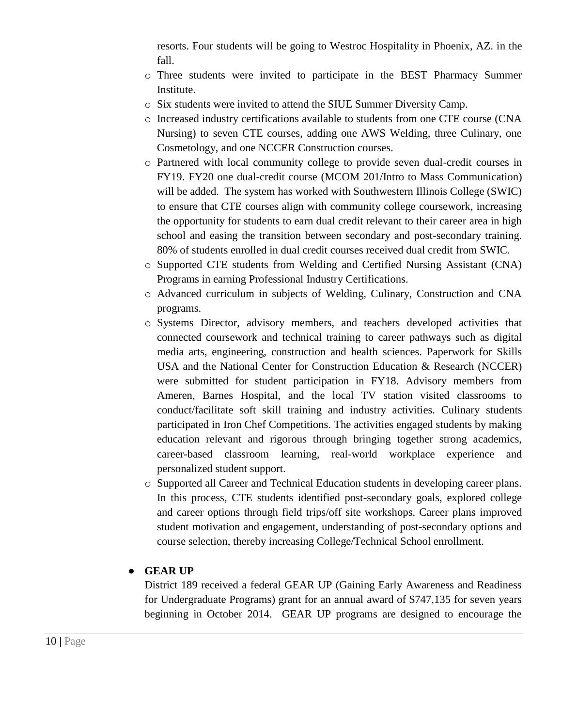resorts. Four students will be going to Westroc Hospitality in Phoenix, AZ. in the fall.

- Three students were invited to participate in the BEST Pharmacy Summer Institute.
- Six students were invited to attend the SIUE Summer Diversity Camp.
- Increased industry certifications available to students from one CTE course (CNA Nursing) to seven CTE courses, adding one AWS Welding, three Culinary, one Cosmetology, and one NCCER Construction courses.
- Partnered with local community college to provide seven dual-credit courses in FY19. FY20 one dual-credit course (MCOM 201/Intro to Mass Communication) will be added. The system has worked with Southwestern Illinois College (SWIC) to ensure that CTE courses align with community college coursework, increasing the opportunity for students to earn dual credit relevant to their career area in high school and easing the transition between secondary and post-secondary training. 80% of students enrolled in dual credit courses received dual credit from SWIC.
- Supported CTE students from Welding and Certified Nursing Assistant (CNA) Programs in earning Professional Industry Certifications.
- Advanced curriculum in subjects of Welding, Culinary, Construction and CNA programs.
- Systems Director, advisory members, and teachers developed activities that connected coursework and technical training to career pathways such as digital media arts, engineering, construction and health sciences. Paperwork for Skills USA and the National Center for Construction Education & Research (NCCER) were submitted for student participation in FY18. Advisory members from Ameren, Barnes Hospital, and the local TV station visited classrooms to conduct/facilitate soft skill training and industry activities. Culinary students participated in Iron Chef Competitions. The activities engaged students by making education relevant and rigorous through bringing together strong academics, career-based classroom learning, real-world workplace experience and personalized student support.
- Supported all Career and Technical Education students in developing career plans. In this process, CTE students identified post-secondary goals, explored college and career options through field trips/off site workshops. Career plans improved student motivation and engagement, understanding of post-secondary options and course selection, thereby increasing College/Technical School enrollment.

- **GEAR UP**

  District 189 received a federal GEAR UP (Gaining Early Awareness and Readiness for Undergraduate Programs) grant for an annual award of $747,135 for seven years beginning in October 2014. GEAR UP programs are designed to encourage the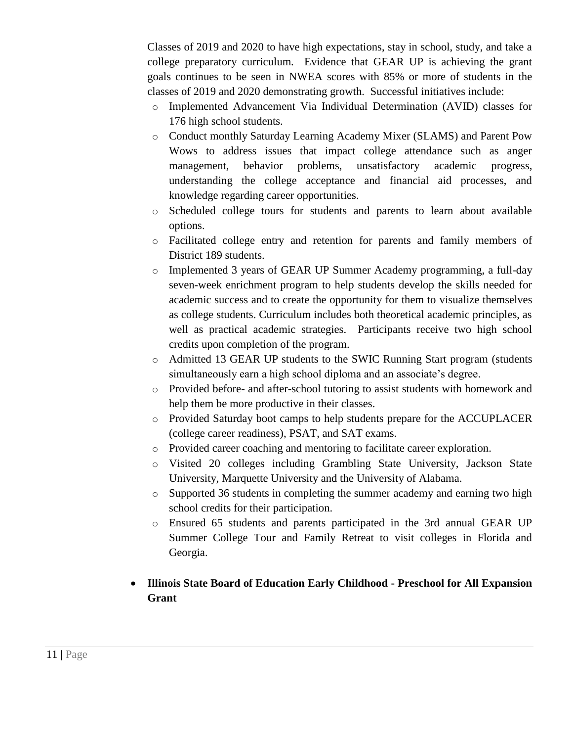Classes of 2019 and 2020 to have high expectations, stay in school, study, and take a college preparatory curriculum. Evidence that GEAR UP is achieving the grant goals continues to be seen in NWEA scores with 85% or more of students in the classes of 2019 and 2020 demonstrating growth. Successful initiatives include:

- Implemented Advancement Via Individual Determination (AVID) classes for 176 high school students.
- Conduct monthly Saturday Learning Academy Mixer (SLAMS) and Parent Pow Wows to address issues that impact college attendance such as anger management, behavior problems, unsatisfactory academic progress, understanding the college acceptance and financial aid processes, and knowledge regarding career opportunities.
- Scheduled college tours for students and parents to learn about available options.
- Facilitated college entry and retention for parents and family members of District 189 students.
- Implemented 3 years of GEAR UP Summer Academy programming, a full-day seven-week enrichment program to help students develop the skills needed for academic success and to create the opportunity for them to visualize themselves as college students. Curriculum includes both theoretical academic principles, as well as practical academic strategies. Participants receive two high school credits upon completion of the program.
- Admitted 13 GEAR UP students to the SWIC Running Start program (students simultaneously earn a high school diploma and an associate's degree.
- Provided before- and after-school tutoring to assist students with homework and help them be more productive in their classes.
- Provided Saturday boot camps to help students prepare for the ACCUPLACER (college career readiness), PSAT, and SAT exams.
- Provided career coaching and mentoring to facilitate career exploration.
- Visited 20 colleges including Grambling State University, Jackson State University, Marquette University and the University of Alabama.
- Supported 36 students in completing the summer academy and earning two high school credits for their participation.
- Ensured 65 students and parents participated in the 3rd annual GEAR UP Summer College Tour and Family Retreat to visit colleges in Florida and Georgia.

- **Illinois State Board of Education Early Childhood - Preschool for All Expansion Grant**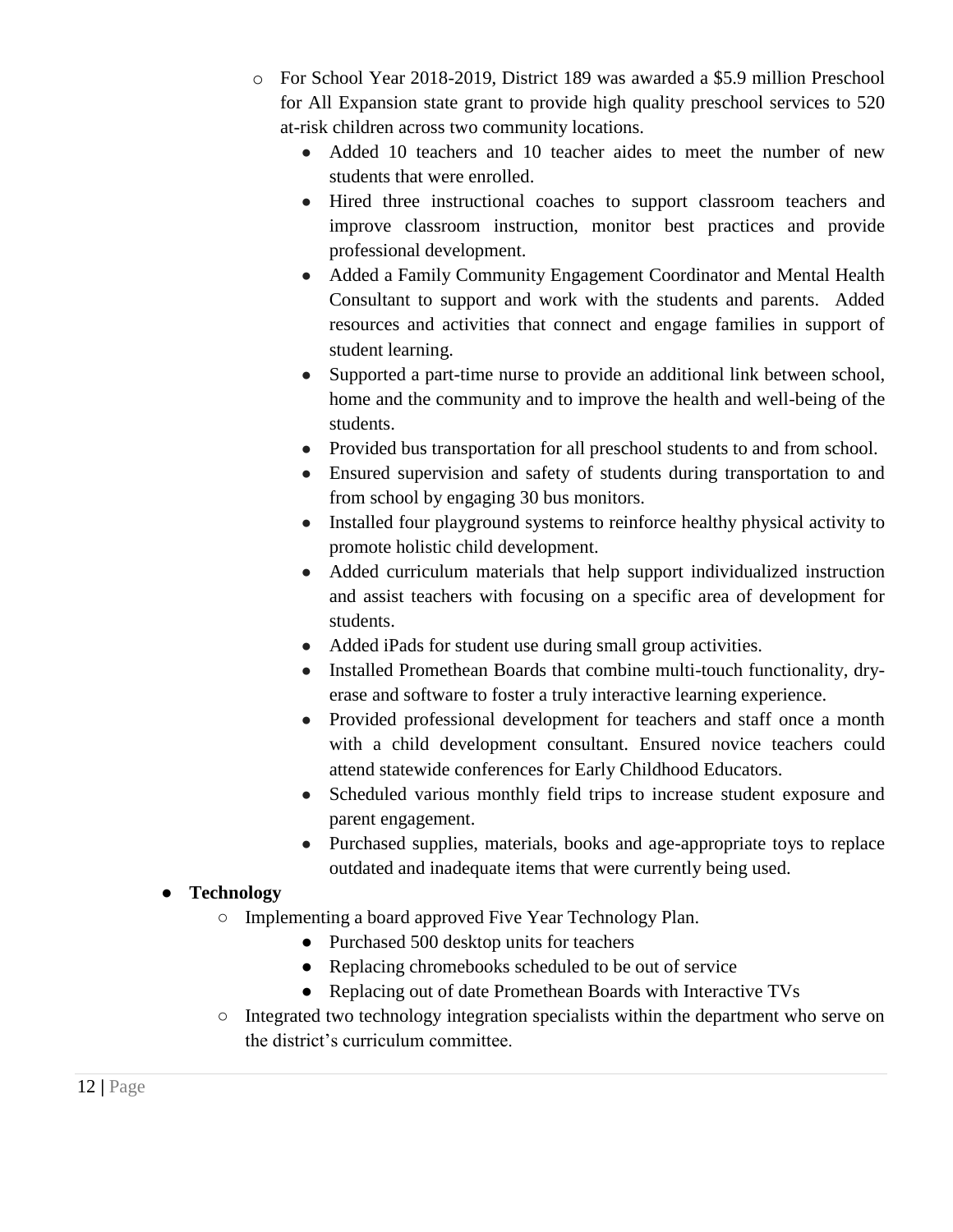- For School Year 2018-2019, District 189 was awarded a $5.9 million Preschool for All Expansion state grant to provide high quality preschool services to 520 at-risk children across two community locations.
    - Added 10 teachers and 10 teacher aides to meet the number of new students that were enrolled.
    - Hired three instructional coaches to support classroom teachers and improve classroom instruction, monitor best practices and provide professional development.
    - Added a Family Community Engagement Coordinator and Mental Health Consultant to support and work with the students and parents. Added resources and activities that connect and engage families in support of student learning.
    - Supported a part-time nurse to provide an additional link between school, home and the community and to improve the health and well-being of the students.
    - Provided bus transportation for all preschool students to and from school.
    - Ensured supervision and safety of students during transportation to and from school by engaging 30 bus monitors.
    - Installed four playground systems to reinforce healthy physical activity to promote holistic child development.
    - Added curriculum materials that help support individualized instruction and assist teachers with focusing on a specific area of development for students.
    - Added iPads for student use during small group activities.
    - Installed Promethean Boards that combine multi-touch functionality, dry-erase and software to foster a truly interactive learning experience.
    - Provided professional development for teachers and staff once a month with a child development consultant. Ensured novice teachers could attend statewide conferences for Early Childhood Educators.
    - Scheduled various monthly field trips to increase student exposure and parent engagement.
    - Purchased supplies, materials, books and age-appropriate toys to replace outdated and inadequate items that were currently being used.

- **Technology**
    - Implementing a board approved Five Year Technology Plan.
        - Purchased 500 desktop units for teachers
        - Replacing chromebooks scheduled to be out of service
        - Replacing out of date Promethean Boards with Interactive TVs
    - Integrated two technology integration specialists within the department who serve on the district's curriculum committee.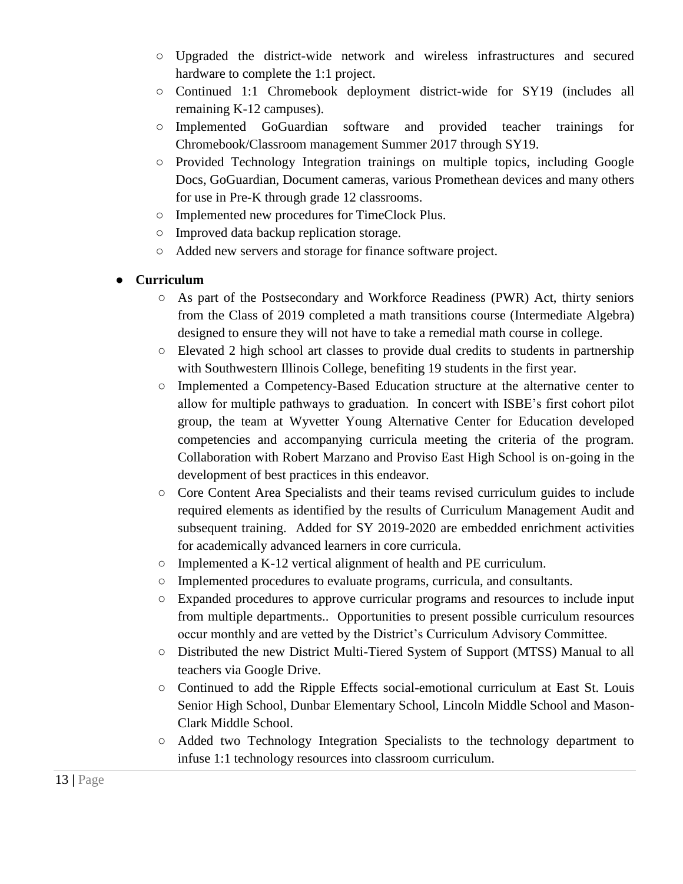- Upgraded the district-wide network and wireless infrastructures and secured hardware to complete the 1:1 project.
  - Continued 1:1 Chromebook deployment district-wide for SY19 (includes all remaining K-12 campuses).
  - Implemented GoGuardian software and provided teacher trainings for Chromebook/Classroom management Summer 2017 through SY19.
  - Provided Technology Integration trainings on multiple topics, including Google Docs, GoGuardian, Document cameras, various Promethean devices and many others for use in Pre-K through grade 12 classrooms.
  - Implemented new procedures for TimeClock Plus.
  - Improved data backup replication storage.
  - Added new servers and storage for finance software project.

- **Curriculum**
  - As part of the Postsecondary and Workforce Readiness (PWR) Act, thirty seniors from the Class of 2019 completed a math transitions course (Intermediate Algebra) designed to ensure they will not have to take a remedial math course in college.
  - Elevated 2 high school art classes to provide dual credits to students in partnership with Southwestern Illinois College, benefiting 19 students in the first year.
  - Implemented a Competency-Based Education structure at the alternative center to allow for multiple pathways to graduation. In concert with ISBE's first cohort pilot group, the team at Wyvetter Young Alternative Center for Education developed competencies and accompanying curricula meeting the criteria of the program. Collaboration with Robert Marzano and Proviso East High School is on-going in the development of best practices in this endeavor.
  - Core Content Area Specialists and their teams revised curriculum guides to include required elements as identified by the results of Curriculum Management Audit and subsequent training. Added for SY 2019-2020 are embedded enrichment activities for academically advanced learners in core curricula.
  - Implemented a K-12 vertical alignment of health and PE curriculum.
  - Implemented procedures to evaluate programs, curricula, and consultants.
  - Expanded procedures to approve curricular programs and resources to include input from multiple departments.. Opportunities to present possible curriculum resources occur monthly and are vetted by the District's Curriculum Advisory Committee.
  - Distributed the new District Multi-Tiered System of Support (MTSS) Manual to all teachers via Google Drive.
  - Continued to add the Ripple Effects social-emotional curriculum at East St. Louis Senior High School, Dunbar Elementary School, Lincoln Middle School and Mason-Clark Middle School.
  - Added two Technology Integration Specialists to the technology department to infuse 1:1 technology resources into classroom curriculum.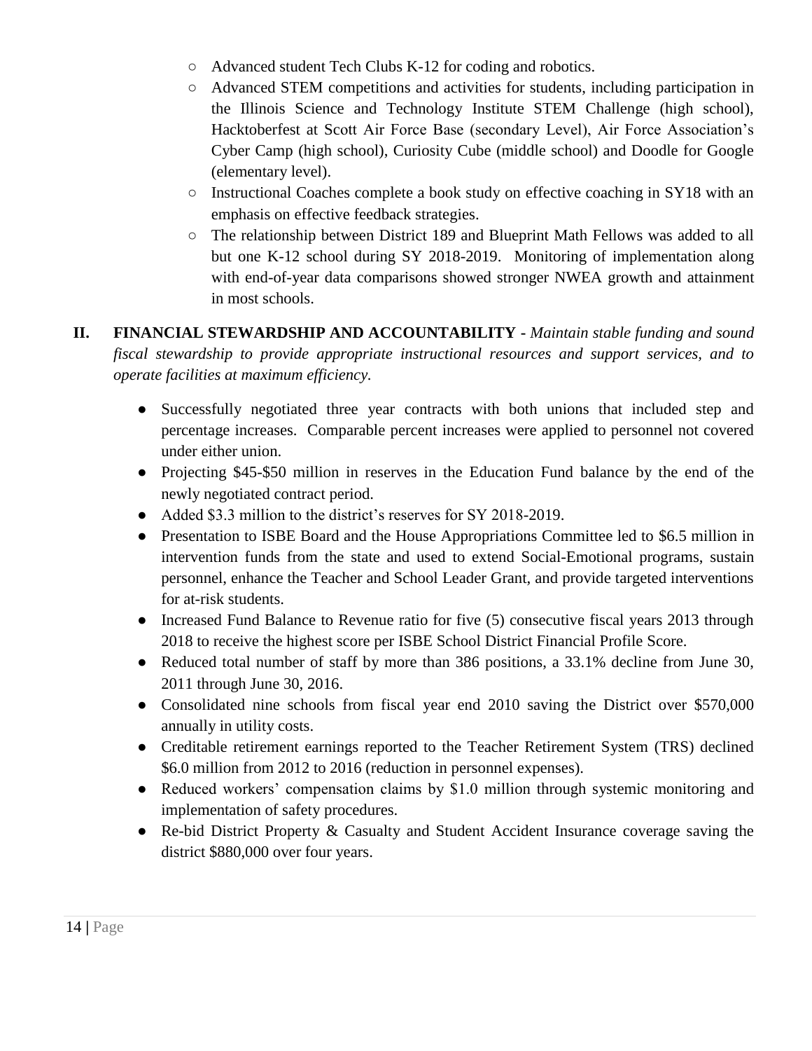- Advanced student Tech Clubs K-12 for coding and robotics.
  - Advanced STEM competitions and activities for students, including participation in the Illinois Science and Technology Institute STEM Challenge (high school), Hacktoberfest at Scott Air Force Base (secondary Level), Air Force Association's Cyber Camp (high school), Curiosity Cube (middle school) and Doodle for Google (elementary level).
  - Instructional Coaches complete a book study on effective coaching in SY18 with an emphasis on effective feedback strategies.
  - The relationship between District 189 and Blueprint Math Fellows was added to all but one K-12 school during SY 2018-2019. Monitoring of implementation along with end-of-year data comparisons showed stronger NWEA growth and attainment in most schools.

## II. FINANCIAL STEWARDSHIP AND ACCOUNTABILITY - *Maintain stable funding and sound fiscal stewardship to provide appropriate instructional resources and support services, and to operate facilities at maximum efficiency.*

- Successfully negotiated three year contracts with both unions that included step and percentage increases. Comparable percent increases were applied to personnel not covered under either union.
- Projecting $45-$50 million in reserves in the Education Fund balance by the end of the newly negotiated contract period.
- Added $3.3 million to the district's reserves for SY 2018-2019.
- Presentation to ISBE Board and the House Appropriations Committee led to $6.5 million in intervention funds from the state and used to extend Social-Emotional programs, sustain personnel, enhance the Teacher and School Leader Grant, and provide targeted interventions for at-risk students.
- Increased Fund Balance to Revenue ratio for five (5) consecutive fiscal years 2013 through 2018 to receive the highest score per ISBE School District Financial Profile Score.
- Reduced total number of staff by more than 386 positions, a 33.1% decline from June 30, 2011 through June 30, 2016.
- Consolidated nine schools from fiscal year end 2010 saving the District over $570,000 annually in utility costs.
- Creditable retirement earnings reported to the Teacher Retirement System (TRS) declined $6.0 million from 2012 to 2016 (reduction in personnel expenses).
- Reduced workers' compensation claims by $1.0 million through systemic monitoring and implementation of safety procedures.
- Re-bid District Property & Casualty and Student Accident Insurance coverage saving the district $880,000 over four years.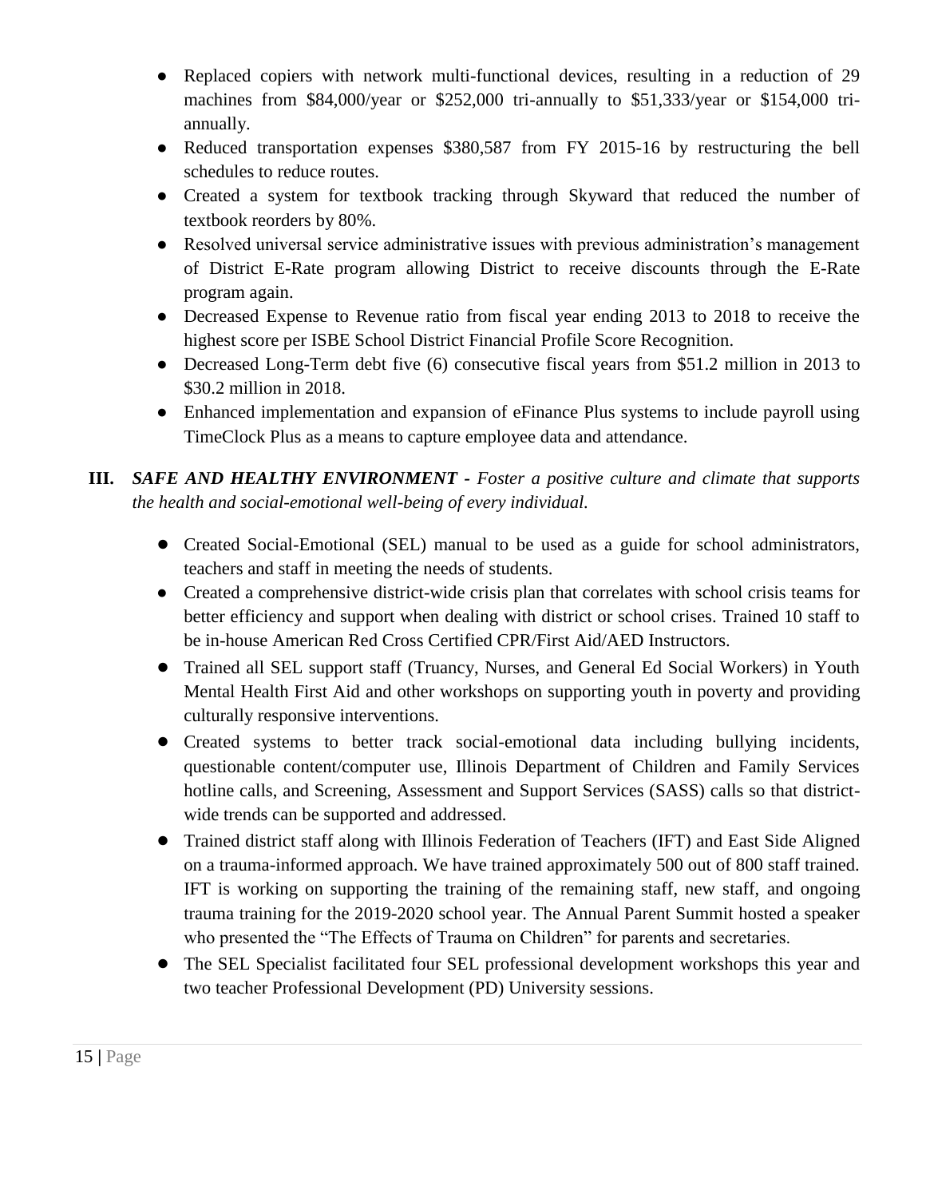- Replaced copiers with network multi-functional devices, resulting in a reduction of 29 machines from $84,000/year or $252,000 tri-annually to $51,333/year or $154,000 tri-annually.
- Reduced transportation expenses $380,587 from FY 2015-16 by restructuring the bell schedules to reduce routes.
- Created a system for textbook tracking through Skyward that reduced the number of textbook reorders by 80%.
- Resolved universal service administrative issues with previous administration's management of District E-Rate program allowing District to receive discounts through the E-Rate program again.
- Decreased Expense to Revenue ratio from fiscal year ending 2013 to 2018 to receive the highest score per ISBE School District Financial Profile Score Recognition.
- Decreased Long-Term debt five (6) consecutive fiscal years from $51.2 million in 2013 to $30.2 million in 2018.
- Enhanced implementation and expansion of eFinance Plus systems to include payroll using TimeClock Plus as a means to capture employee data and attendance.

**III.** ***SAFE AND HEALTHY ENVIRONMENT** - Foster a positive culture and climate that supports the health and social-emotional well-being of every individual.*

- Created Social-Emotional (SEL) manual to be used as a guide for school administrators, teachers and staff in meeting the needs of students.
- Created a comprehensive district-wide crisis plan that correlates with school crisis teams for better efficiency and support when dealing with district or school crises. Trained 10 staff to be in-house American Red Cross Certified CPR/First Aid/AED Instructors.
- Trained all SEL support staff (Truancy, Nurses, and General Ed Social Workers) in Youth Mental Health First Aid and other workshops on supporting youth in poverty and providing culturally responsive interventions.
- Created systems to better track social-emotional data including bullying incidents, questionable content/computer use, Illinois Department of Children and Family Services hotline calls, and Screening, Assessment and Support Services (SASS) calls so that district-wide trends can be supported and addressed.
- Trained district staff along with Illinois Federation of Teachers (IFT) and East Side Aligned on a trauma-informed approach. We have trained approximately 500 out of 800 staff trained. IFT is working on supporting the training of the remaining staff, new staff, and ongoing trauma training for the 2019-2020 school year. The Annual Parent Summit hosted a speaker who presented the "The Effects of Trauma on Children" for parents and secretaries.
- The SEL Specialist facilitated four SEL professional development workshops this year and two teacher Professional Development (PD) University sessions.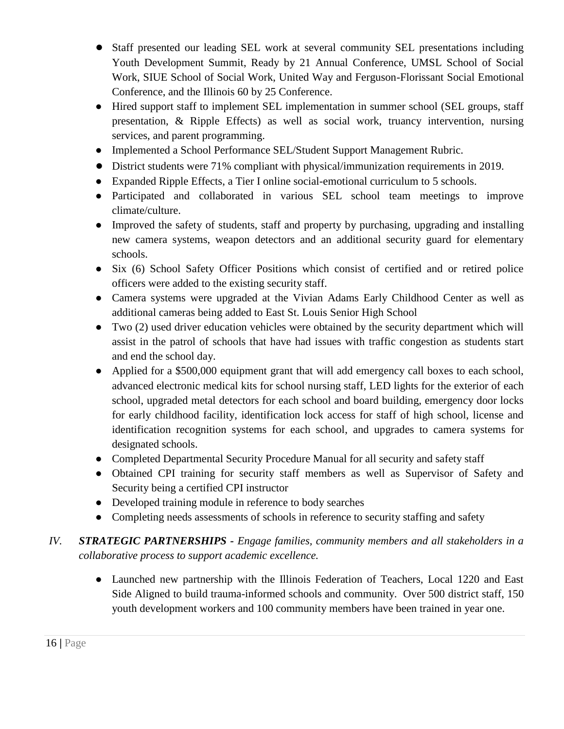- Staff presented our leading SEL work at several community SEL presentations including Youth Development Summit, Ready by 21 Annual Conference, UMSL School of Social Work, SIUE School of Social Work, United Way and Ferguson-Florissant Social Emotional Conference, and the Illinois 60 by 25 Conference.
- Hired support staff to implement SEL implementation in summer school (SEL groups, staff presentation, & Ripple Effects) as well as social work, truancy intervention, nursing services, and parent programming.
- Implemented a School Performance SEL/Student Support Management Rubric.
- District students were 71% compliant with physical/immunization requirements in 2019.
- Expanded Ripple Effects, a Tier I online social-emotional curriculum to 5 schools.
- Participated and collaborated in various SEL school team meetings to improve climate/culture.
- Improved the safety of students, staff and property by purchasing, upgrading and installing new camera systems, weapon detectors and an additional security guard for elementary schools.
- Six (6) School Safety Officer Positions which consist of certified and or retired police officers were added to the existing security staff.
- Camera systems were upgraded at the Vivian Adams Early Childhood Center as well as additional cameras being added to East St. Louis Senior High School
- Two (2) used driver education vehicles were obtained by the security department which will assist in the patrol of schools that have had issues with traffic congestion as students start and end the school day.
- Applied for a $500,000 equipment grant that will add emergency call boxes to each school, advanced electronic medical kits for school nursing staff, LED lights for the exterior of each school, upgraded metal detectors for each school and board building, emergency door locks for early childhood facility, identification lock access for staff of high school, license and identification recognition systems for each school, and upgrades to camera systems for designated schools.
- Completed Departmental Security Procedure Manual for all security and safety staff
- Obtained CPI training for security staff members as well as Supervisor of Safety and Security being a certified CPI instructor
- Developed training module in reference to body searches
- Completing needs assessments of schools in reference to security staffing and safety

*IV.* ***STRATEGIC PARTNERSHIPS*** *- Engage families, community members and all stakeholders in a collaborative process to support academic excellence.*

- Launched new partnership with the Illinois Federation of Teachers, Local 1220 and East Side Aligned to build trauma-informed schools and community. Over 500 district staff, 150 youth development workers and 100 community members have been trained in year one.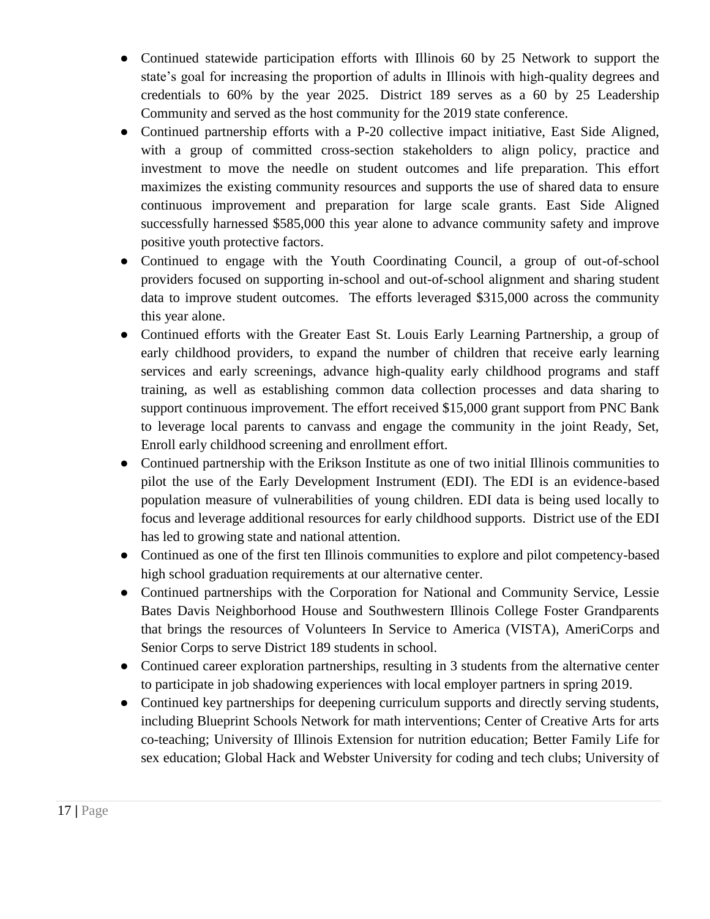- Continued statewide participation efforts with Illinois 60 by 25 Network to support the state's goal for increasing the proportion of adults in Illinois with high-quality degrees and credentials to 60% by the year 2025. District 189 serves as a 60 by 25 Leadership Community and served as the host community for the 2019 state conference.
- Continued partnership efforts with a P-20 collective impact initiative, East Side Aligned, with a group of committed cross-section stakeholders to align policy, practice and investment to move the needle on student outcomes and life preparation. This effort maximizes the existing community resources and supports the use of shared data to ensure continuous improvement and preparation for large scale grants. East Side Aligned successfully harnessed $585,000 this year alone to advance community safety and improve positive youth protective factors.
- Continued to engage with the Youth Coordinating Council, a group of out-of-school providers focused on supporting in-school and out-of-school alignment and sharing student data to improve student outcomes. The efforts leveraged $315,000 across the community this year alone.
- Continued efforts with the Greater East St. Louis Early Learning Partnership, a group of early childhood providers, to expand the number of children that receive early learning services and early screenings, advance high-quality early childhood programs and staff training, as well as establishing common data collection processes and data sharing to support continuous improvement. The effort received $15,000 grant support from PNC Bank to leverage local parents to canvass and engage the community in the joint Ready, Set, Enroll early childhood screening and enrollment effort.
- Continued partnership with the Erikson Institute as one of two initial Illinois communities to pilot the use of the Early Development Instrument (EDI). The EDI is an evidence-based population measure of vulnerabilities of young children. EDI data is being used locally to focus and leverage additional resources for early childhood supports. District use of the EDI has led to growing state and national attention.
- Continued as one of the first ten Illinois communities to explore and pilot competency-based high school graduation requirements at our alternative center.
- Continued partnerships with the Corporation for National and Community Service, Lessie Bates Davis Neighborhood House and Southwestern Illinois College Foster Grandparents that brings the resources of Volunteers In Service to America (VISTA), AmeriCorps and Senior Corps to serve District 189 students in school.
- Continued career exploration partnerships, resulting in 3 students from the alternative center to participate in job shadowing experiences with local employer partners in spring 2019.
- Continued key partnerships for deepening curriculum supports and directly serving students, including Blueprint Schools Network for math interventions; Center of Creative Arts for arts co-teaching; University of Illinois Extension for nutrition education; Better Family Life for sex education; Global Hack and Webster University for coding and tech clubs; University of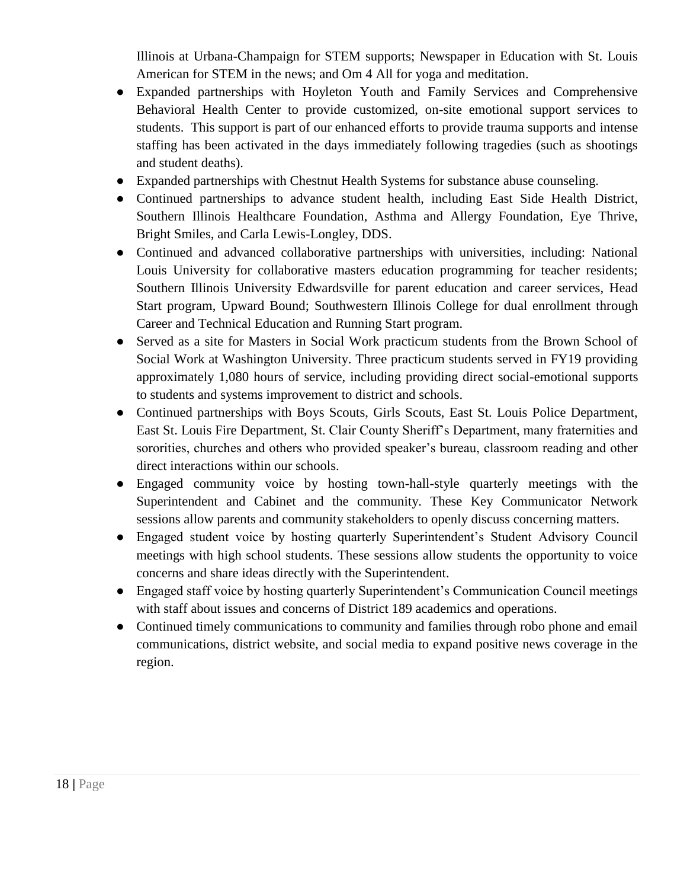Illinois at Urbana-Champaign for STEM supports; Newspaper in Education with St. Louis American for STEM in the news; and Om 4 All for yoga and meditation.

- Expanded partnerships with Hoyleton Youth and Family Services and Comprehensive Behavioral Health Center to provide customized, on-site emotional support services to students. This support is part of our enhanced efforts to provide trauma supports and intense staffing has been activated in the days immediately following tragedies (such as shootings and student deaths).
- Expanded partnerships with Chestnut Health Systems for substance abuse counseling.
- Continued partnerships to advance student health, including East Side Health District, Southern Illinois Healthcare Foundation, Asthma and Allergy Foundation, Eye Thrive, Bright Smiles, and Carla Lewis-Longley, DDS.
- Continued and advanced collaborative partnerships with universities, including: National Louis University for collaborative masters education programming for teacher residents; Southern Illinois University Edwardsville for parent education and career services, Head Start program, Upward Bound; Southwestern Illinois College for dual enrollment through Career and Technical Education and Running Start program.
- Served as a site for Masters in Social Work practicum students from the Brown School of Social Work at Washington University. Three practicum students served in FY19 providing approximately 1,080 hours of service, including providing direct social-emotional supports to students and systems improvement to district and schools.
- Continued partnerships with Boys Scouts, Girls Scouts, East St. Louis Police Department, East St. Louis Fire Department, St. Clair County Sheriff's Department, many fraternities and sororities, churches and others who provided speaker's bureau, classroom reading and other direct interactions within our schools.
- Engaged community voice by hosting town-hall-style quarterly meetings with the Superintendent and Cabinet and the community. These Key Communicator Network sessions allow parents and community stakeholders to openly discuss concerning matters.
- Engaged student voice by hosting quarterly Superintendent's Student Advisory Council meetings with high school students. These sessions allow students the opportunity to voice concerns and share ideas directly with the Superintendent.
- Engaged staff voice by hosting quarterly Superintendent's Communication Council meetings with staff about issues and concerns of District 189 academics and operations.
- Continued timely communications to community and families through robo phone and email communications, district website, and social media to expand positive news coverage in the region.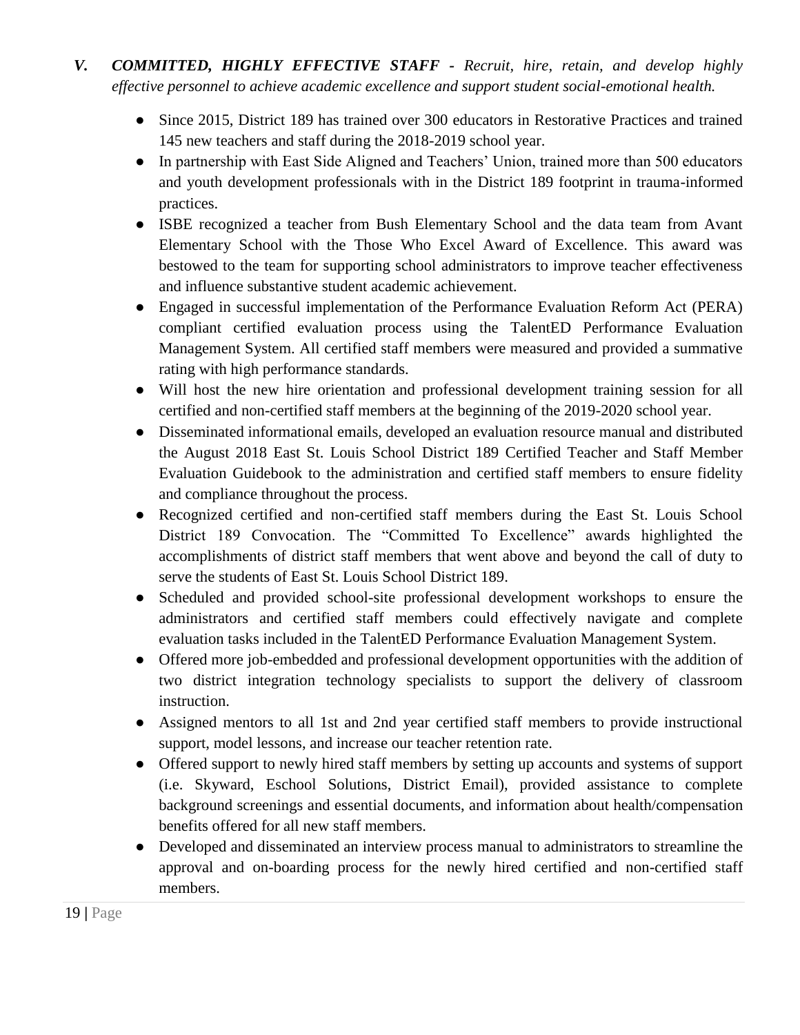## V. ***COMMITTED, HIGHLY EFFECTIVE STAFF** - Recruit, hire, retain, and develop highly effective personnel to achieve academic excellence and support student social-emotional health.*

- Since 2015, District 189 has trained over 300 educators in Restorative Practices and trained 145 new teachers and staff during the 2018-2019 school year.
- In partnership with East Side Aligned and Teachers' Union, trained more than 500 educators and youth development professionals with in the District 189 footprint in trauma-informed practices.
- ISBE recognized a teacher from Bush Elementary School and the data team from Avant Elementary School with the Those Who Excel Award of Excellence. This award was bestowed to the team for supporting school administrators to improve teacher effectiveness and influence substantive student academic achievement.
- Engaged in successful implementation of the Performance Evaluation Reform Act (PERA) compliant certified evaluation process using the TalentED Performance Evaluation Management System. All certified staff members were measured and provided a summative rating with high performance standards.
- Will host the new hire orientation and professional development training session for all certified and non-certified staff members at the beginning of the 2019-2020 school year.
- Disseminated informational emails, developed an evaluation resource manual and distributed the August 2018 East St. Louis School District 189 Certified Teacher and Staff Member Evaluation Guidebook to the administration and certified staff members to ensure fidelity and compliance throughout the process.
- Recognized certified and non-certified staff members during the East St. Louis School District 189 Convocation. The "Committed To Excellence" awards highlighted the accomplishments of district staff members that went above and beyond the call of duty to serve the students of East St. Louis School District 189.
- Scheduled and provided school-site professional development workshops to ensure the administrators and certified staff members could effectively navigate and complete evaluation tasks included in the TalentED Performance Evaluation Management System.
- Offered more job-embedded and professional development opportunities with the addition of two district integration technology specialists to support the delivery of classroom instruction.
- Assigned mentors to all 1st and 2nd year certified staff members to provide instructional support, model lessons, and increase our teacher retention rate.
- Offered support to newly hired staff members by setting up accounts and systems of support (i.e. Skyward, Eschool Solutions, District Email), provided assistance to complete background screenings and essential documents, and information about health/compensation benefits offered for all new staff members.
- Developed and disseminated an interview process manual to administrators to streamline the approval and on-boarding process for the newly hired certified and non-certified staff members.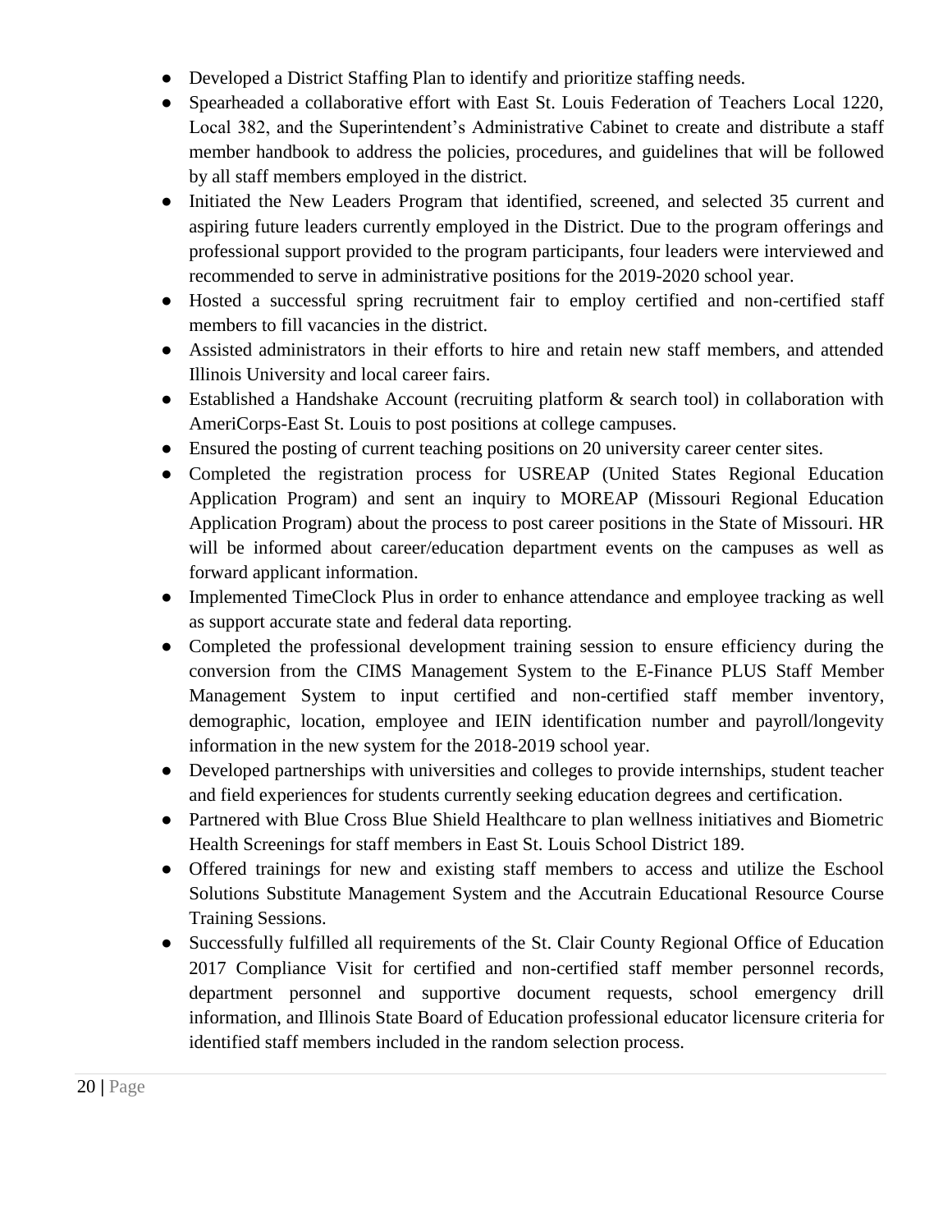- Developed a District Staffing Plan to identify and prioritize staffing needs.
- Spearheaded a collaborative effort with East St. Louis Federation of Teachers Local 1220, Local 382, and the Superintendent's Administrative Cabinet to create and distribute a staff member handbook to address the policies, procedures, and guidelines that will be followed by all staff members employed in the district.
- Initiated the New Leaders Program that identified, screened, and selected 35 current and aspiring future leaders currently employed in the District. Due to the program offerings and professional support provided to the program participants, four leaders were interviewed and recommended to serve in administrative positions for the 2019-2020 school year.
- Hosted a successful spring recruitment fair to employ certified and non-certified staff members to fill vacancies in the district.
- Assisted administrators in their efforts to hire and retain new staff members, and attended Illinois University and local career fairs.
- Established a Handshake Account (recruiting platform & search tool) in collaboration with AmeriCorps-East St. Louis to post positions at college campuses.
- Ensured the posting of current teaching positions on 20 university career center sites.
- Completed the registration process for USREAP (United States Regional Education Application Program) and sent an inquiry to MOREAP (Missouri Regional Education Application Program) about the process to post career positions in the State of Missouri. HR will be informed about career/education department events on the campuses as well as forward applicant information.
- Implemented TimeClock Plus in order to enhance attendance and employee tracking as well as support accurate state and federal data reporting.
- Completed the professional development training session to ensure efficiency during the conversion from the CIMS Management System to the E-Finance PLUS Staff Member Management System to input certified and non-certified staff member inventory, demographic, location, employee and IEIN identification number and payroll/longevity information in the new system for the 2018-2019 school year.
- Developed partnerships with universities and colleges to provide internships, student teacher and field experiences for students currently seeking education degrees and certification.
- Partnered with Blue Cross Blue Shield Healthcare to plan wellness initiatives and Biometric Health Screenings for staff members in East St. Louis School District 189.
- Offered trainings for new and existing staff members to access and utilize the Eschool Solutions Substitute Management System and the Accutrain Educational Resource Course Training Sessions.
- Successfully fulfilled all requirements of the St. Clair County Regional Office of Education 2017 Compliance Visit for certified and non-certified staff member personnel records, department personnel and supportive document requests, school emergency drill information, and Illinois State Board of Education professional educator licensure criteria for identified staff members included in the random selection process.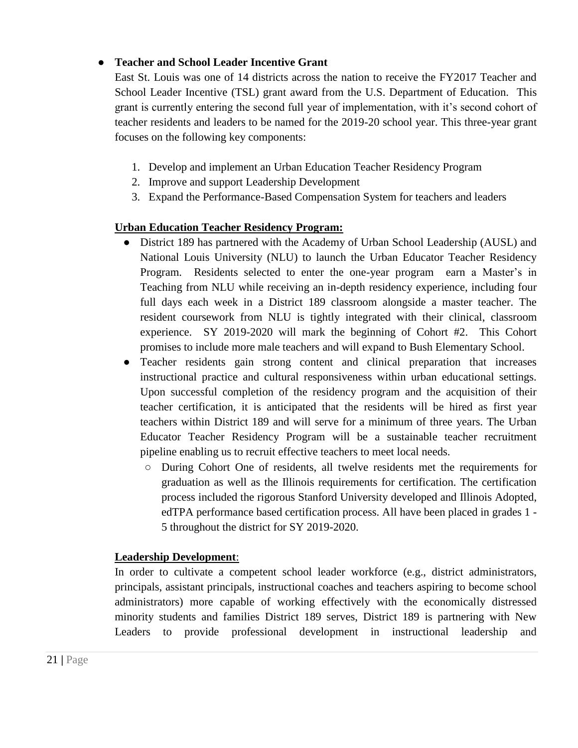- **Teacher and School Leader Incentive Grant**

  East St. Louis was one of 14 districts across the nation to receive the FY2017 Teacher and School Leader Incentive (TSL) grant award from the U.S. Department of Education. This grant is currently entering the second full year of implementation, with it's second cohort of teacher residents and leaders to be named for the 2019-20 school year. This three-year grant focuses on the following key components:

  1. Develop and implement an Urban Education Teacher Residency Program
  2. Improve and support Leadership Development
  3. Expand the Performance-Based Compensation System for teachers and leaders

  **Urban Education Teacher Residency Program:**

  - District 189 has partnered with the Academy of Urban School Leadership (AUSL) and National Louis University (NLU) to launch the Urban Educator Teacher Residency Program. Residents selected to enter the one-year program earn a Master's in Teaching from NLU while receiving an in-depth residency experience, including four full days each week in a District 189 classroom alongside a master teacher. The resident coursework from NLU is tightly integrated with their clinical, classroom experience. SY 2019-2020 will mark the beginning of Cohort #2. This Cohort promises to include more male teachers and will expand to Bush Elementary School.
  - Teacher residents gain strong content and clinical preparation that increases instructional practice and cultural responsiveness within urban educational settings. Upon successful completion of the residency program and the acquisition of their teacher certification, it is anticipated that the residents will be hired as first year teachers within District 189 and will serve for a minimum of three years. The Urban Educator Teacher Residency Program will be a sustainable teacher recruitment pipeline enabling us to recruit effective teachers to meet local needs.
    - During Cohort One of residents, all twelve residents met the requirements for graduation as well as the Illinois requirements for certification. The certification process included the rigorous Stanford University developed and Illinois Adopted, edTPA performance based certification process. All have been placed in grades 1 - 5 throughout the district for SY 2019-2020.

  **Leadership Development**:

  In order to cultivate a competent school leader workforce (e.g., district administrators, principals, assistant principals, instructional coaches and teachers aspiring to become school administrators) more capable of working effectively with the economically distressed minority students and families District 189 serves, District 189 is partnering with New Leaders to provide professional development in instructional leadership and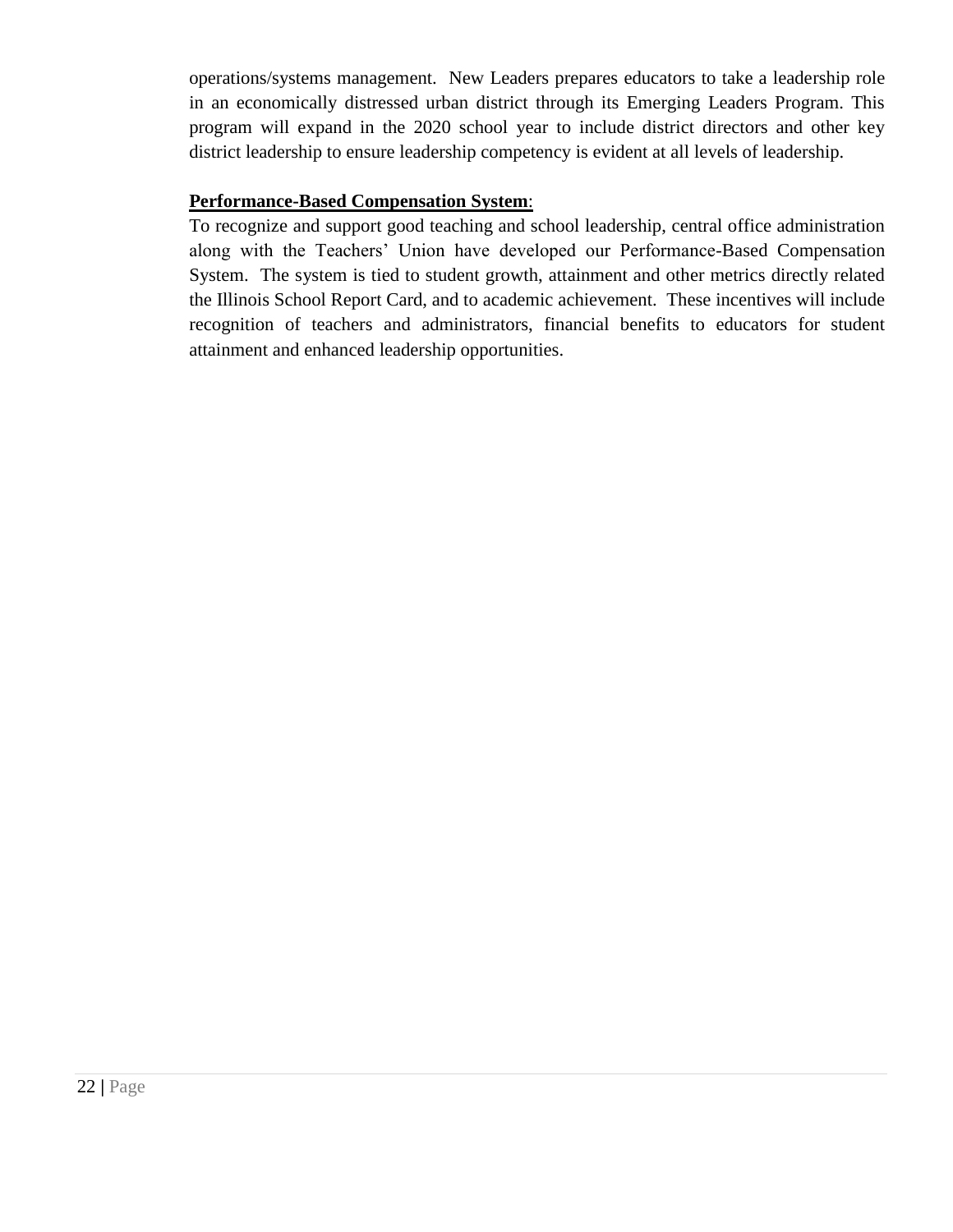operations/systems management. New Leaders prepares educators to take a leadership role in an economically distressed urban district through its Emerging Leaders Program. This program will expand in the 2020 school year to include district directors and other key district leadership to ensure leadership competency is evident at all levels of leadership.

**Performance-Based Compensation System**:

To recognize and support good teaching and school leadership, central office administration along with the Teachers' Union have developed our Performance-Based Compensation System. The system is tied to student growth, attainment and other metrics directly related the Illinois School Report Card, and to academic achievement. These incentives will include recognition of teachers and administrators, financial benefits to educators for student attainment and enhanced leadership opportunities.